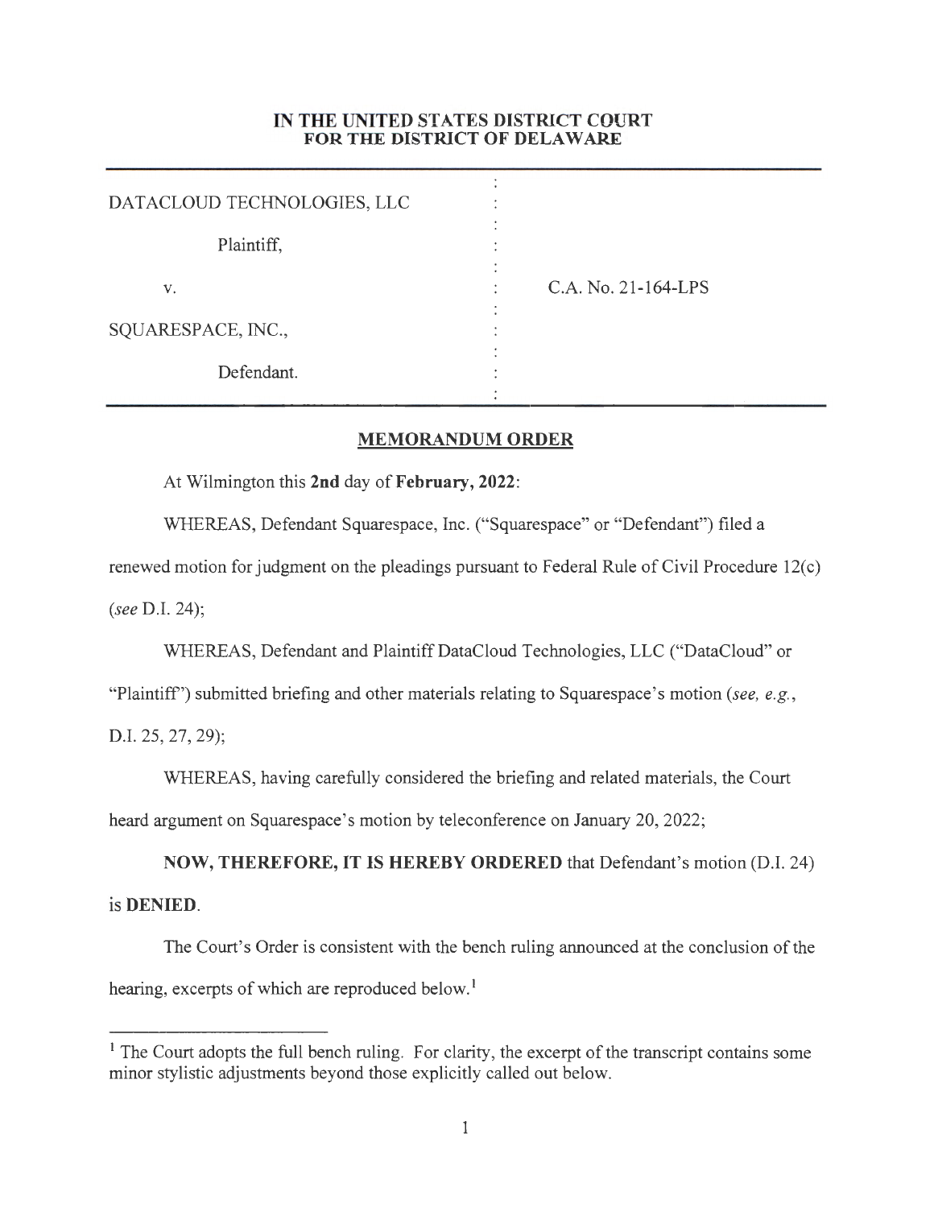**IN THE UNITED STATES DISTRICT COURT**
**FOR THE DISTRICT OF DELAWARE**

| | | |
|---|---|---|
| DATACLOUD TECHNOLOGIES, LLC | : | |
| Plaintiff, | : | |
| v. | : | C.A. No. 21-164-LPS |
| SQUARESPACE, INC., | : | |
| Defendant. | : | |

**MEMORANDUM ORDER**

At Wilmington this **2nd** day of **February, 2022**:

WHEREAS, Defendant Squarespace, Inc. ("Squarespace" or "Defendant") filed a renewed motion for judgment on the pleadings pursuant to Federal Rule of Civil Procedure 12(c) (*see* D.I. 24);

WHEREAS, Defendant and Plaintiff DataCloud Technologies, LLC ("DataCloud" or "Plaintiff") submitted briefing and other materials relating to Squarespace's motion (*see, e.g.*, D.I. 25, 27, 29);

WHEREAS, having carefully considered the briefing and related materials, the Court heard argument on Squarespace's motion by teleconference on January 20, 2022;

**NOW, THEREFORE, IT IS HEREBY ORDERED** that Defendant's motion (D.I. 24) is **DENIED**.

The Court's Order is consistent with the bench ruling announced at the conclusion of the hearing, excerpts of which are reproduced below.[1]

[1] The Court adopts the full bench ruling. For clarity, the excerpt of the transcript contains some minor stylistic adjustments beyond those explicitly called out below.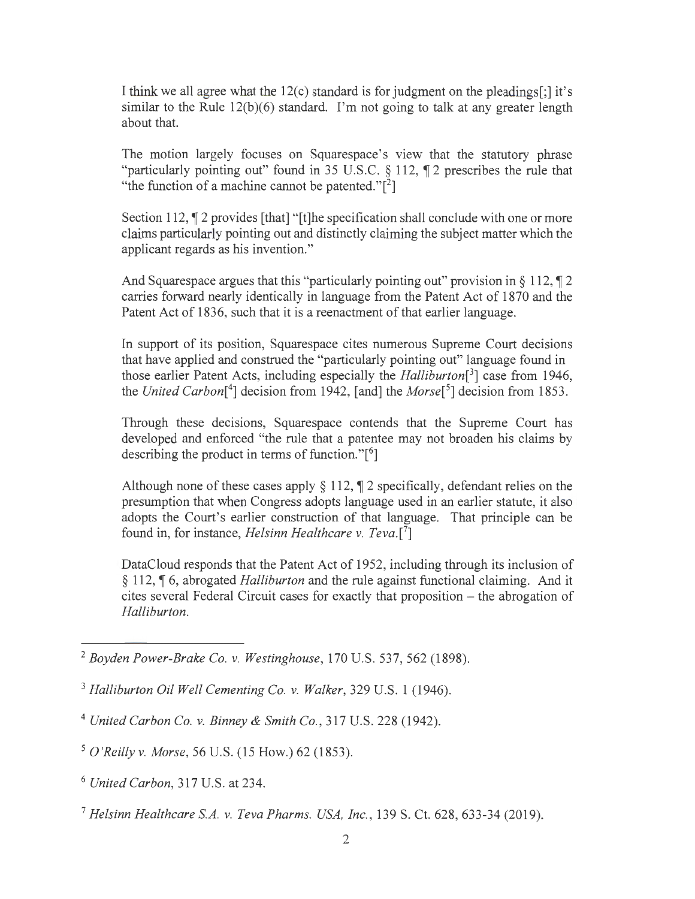I think we all agree what the 12(c) standard is for judgment on the pleadings[;] it's similar to the Rule 12(b)(6) standard. I'm not going to talk at any greater length about that.

The motion largely focuses on Squarespace's view that the statutory phrase "particularly pointing out" found in 35 U.S.C. § 112, ¶ 2 prescribes the rule that "the function of a machine cannot be patented."[2]

Section 112, ¶ 2 provides [that] "[t]he specification shall conclude with one or more claims particularly pointing out and distinctly claiming the subject matter which the applicant regards as his invention."

And Squarespace argues that this "particularly pointing out" provision in § 112, ¶ 2 carries forward nearly identically in language from the Patent Act of 1870 and the Patent Act of 1836, such that it is a reenactment of that earlier language.

In support of its position, Squarespace cites numerous Supreme Court decisions that have applied and construed the "particularly pointing out" language found in those earlier Patent Acts, including especially the *Halliburton*[3] case from 1946, the *United Carbon*[4] decision from 1942, [and] the *Morse*[5] decision from 1853.

Through these decisions, Squarespace contends that the Supreme Court has developed and enforced "the rule that a patentee may not broaden his claims by describing the product in terms of function."[6]

Although none of these cases apply § 112, ¶ 2 specifically, defendant relies on the presumption that when Congress adopts language used in an earlier statute, it also adopts the Court's earlier construction of that language. That principle can be found in, for instance, *Helsinn Healthcare v. Teva*.[7]

DataCloud responds that the Patent Act of 1952, including through its inclusion of § 112, ¶ 6, abrogated *Halliburton* and the rule against functional claiming. And it cites several Federal Circuit cases for exactly that proposition – the abrogation of *Halliburton*.

---

[2] *Boyden Power-Brake Co. v. Westinghouse*, 170 U.S. 537, 562 (1898).

[3] *Halliburton Oil Well Cementing Co. v. Walker*, 329 U.S. 1 (1946).

[4] *United Carbon Co. v. Binney & Smith Co.*, 317 U.S. 228 (1942).

[5] *O'Reilly v. Morse*, 56 U.S. (15 How.) 62 (1853).

[6] *United Carbon*, 317 U.S. at 234.

[7] *Helsinn Healthcare S.A. v. Teva Pharms. USA, Inc.*, 139 S. Ct. 628, 633-34 (2019).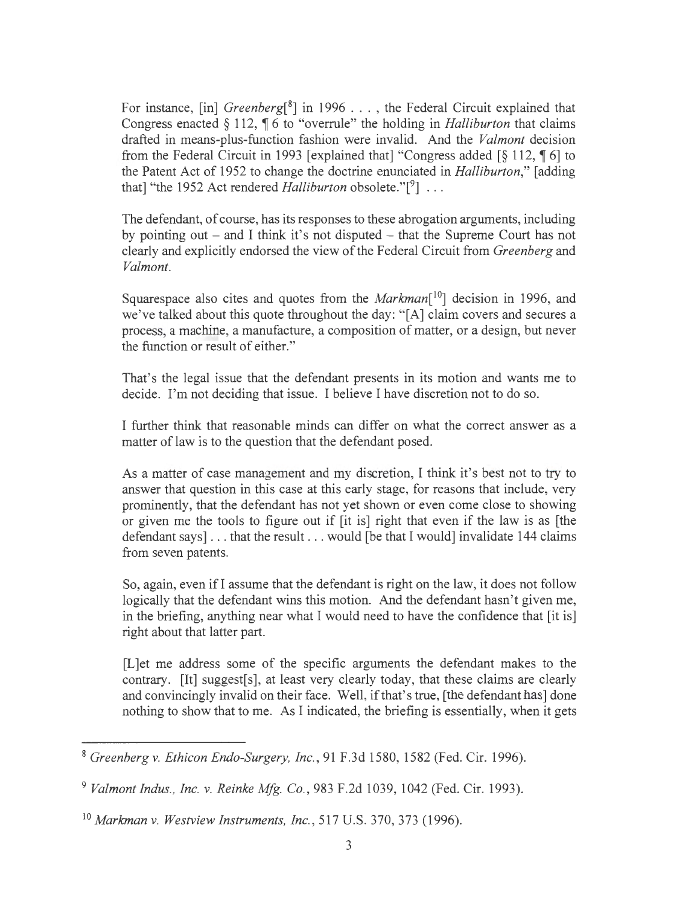For instance, [in] *Greenberg*[[8]] in 1996 . . . , the Federal Circuit explained that Congress enacted § 112, ¶ 6 to "overrule" the holding in *Halliburton* that claims drafted in means-plus-function fashion were invalid. And the *Valmont* decision from the Federal Circuit in 1993 [explained that] "Congress added [§ 112, ¶ 6] to the Patent Act of 1952 to change the doctrine enunciated in *Halliburton*," [adding that] "the 1952 Act rendered *Halliburton* obsolete."[[9]] . . .

The defendant, of course, has its responses to these abrogation arguments, including by pointing out – and I think it's not disputed – that the Supreme Court has not clearly and explicitly endorsed the view of the Federal Circuit from *Greenberg* and *Valmont*.

Squarespace also cites and quotes from the *Markman*[[10]] decision in 1996, and we've talked about this quote throughout the day: "[A] claim covers and secures a process, a machine, a manufacture, a composition of matter, or a design, but never the function or result of either."

That's the legal issue that the defendant presents in its motion and wants me to decide. I'm not deciding that issue. I believe I have discretion not to do so.

I further think that reasonable minds can differ on what the correct answer as a matter of law is to the question that the defendant posed.

As a matter of case management and my discretion, I think it's best not to try to answer that question in this case at this early stage, for reasons that include, very prominently, that the defendant has not yet shown or even come close to showing or given me the tools to figure out if [it is] right that even if the law is as [the defendant says] . . . that the result . . . would [be that I would] invalidate 144 claims from seven patents.

So, again, even if I assume that the defendant is right on the law, it does not follow logically that the defendant wins this motion. And the defendant hasn't given me, in the briefing, anything near what I would need to have the confidence that [it is] right about that latter part.

[L]et me address some of the specific arguments the defendant makes to the contrary. [It] suggest[s], at least very clearly today, that these claims are clearly and convincingly invalid on their face. Well, if that's true, [the defendant has] done nothing to show that to me. As I indicated, the briefing is essentially, when it gets

---

[8] *Greenberg v. Ethicon Endo-Surgery, Inc.*, 91 F.3d 1580, 1582 (Fed. Cir. 1996).

[9] *Valmont Indus., Inc. v. Reinke Mfg. Co.*, 983 F.2d 1039, 1042 (Fed. Cir. 1993).

[10] *Markman v. Westview Instruments, Inc.*, 517 U.S. 370, 373 (1996).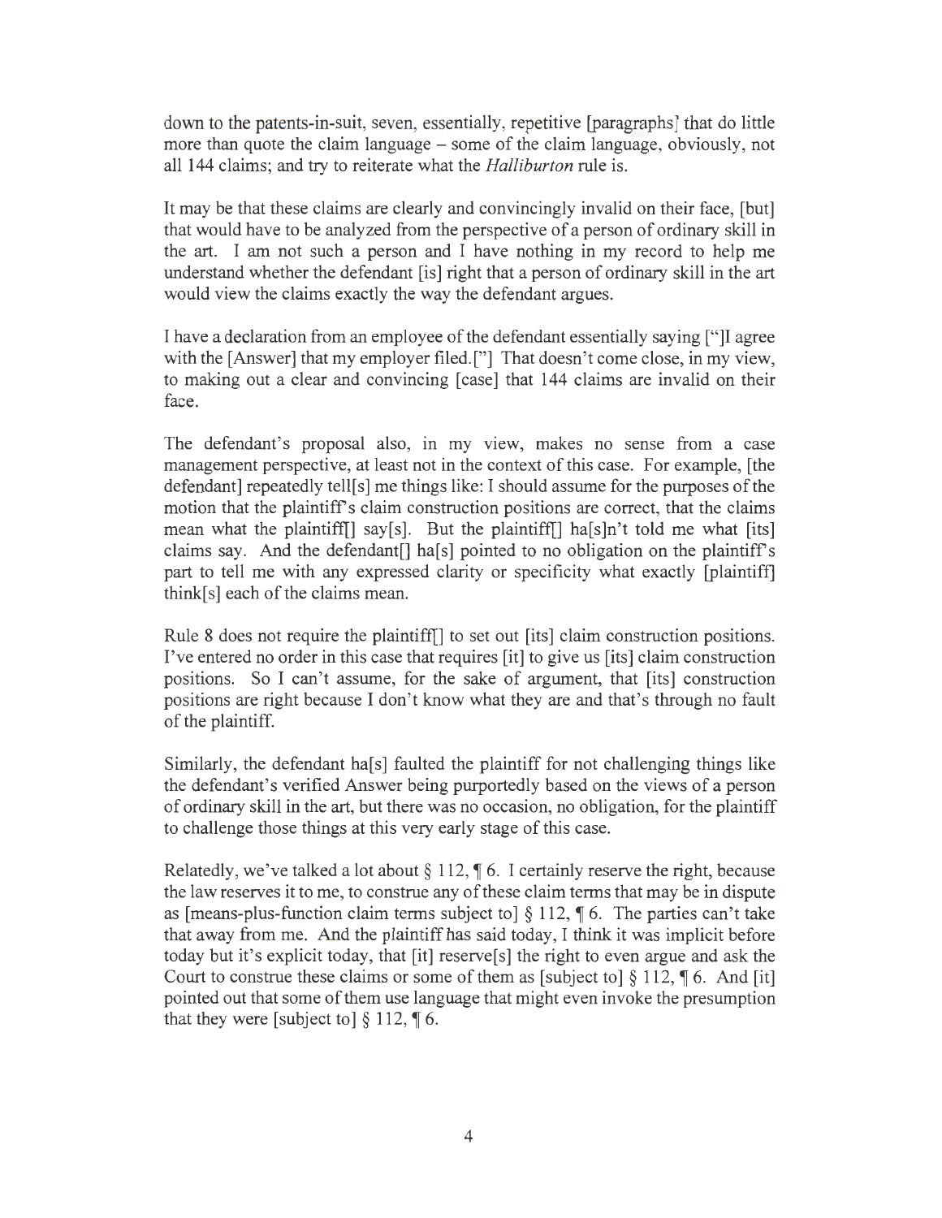down to the patents-in-suit, seven, essentially, repetitive [paragraphs] that do little more than quote the claim language – some of the claim language, obviously, not all 144 claims; and try to reiterate what the *Halliburton* rule is.

It may be that these claims are clearly and convincingly invalid on their face, [but] that would have to be analyzed from the perspective of a person of ordinary skill in the art. I am not such a person and I have nothing in my record to help me understand whether the defendant [is] right that a person of ordinary skill in the art would view the claims exactly the way the defendant argues.

I have a declaration from an employee of the defendant essentially saying ["]I agree with the [Answer] that my employer filed.["] That doesn't come close, in my view, to making out a clear and convincing [case] that 144 claims are invalid on their face.

The defendant's proposal also, in my view, makes no sense from a case management perspective, at least not in the context of this case. For example, [the defendant] repeatedly tell[s] me things like: I should assume for the purposes of the motion that the plaintiff's claim construction positions are correct, that the claims mean what the plaintiff[] say[s]. But the plaintiff[] ha[s]n't told me what [its] claims say. And the defendant[] ha[s] pointed to no obligation on the plaintiff's part to tell me with any expressed clarity or specificity what exactly [plaintiff] think[s] each of the claims mean.

Rule 8 does not require the plaintiff[] to set out [its] claim construction positions. I've entered no order in this case that requires [it] to give us [its] claim construction positions. So I can't assume, for the sake of argument, that [its] construction positions are right because I don't know what they are and that's through no fault of the plaintiff.

Similarly, the defendant ha[s] faulted the plaintiff for not challenging things like the defendant's verified Answer being purportedly based on the views of a person of ordinary skill in the art, but there was no occasion, no obligation, for the plaintiff to challenge those things at this very early stage of this case.

Relatedly, we've talked a lot about § 112, ¶ 6. I certainly reserve the right, because the law reserves it to me, to construe any of these claim terms that may be in dispute as [means-plus-function claim terms subject to] § 112, ¶ 6. The parties can't take that away from me. And the plaintiff has said today, I think it was implicit before today but it's explicit today, that [it] reserve[s] the right to even argue and ask the Court to construe these claims or some of them as [subject to] § 112, ¶ 6. And [it] pointed out that some of them use language that might even invoke the presumption that they were [subject to] § 112, ¶ 6.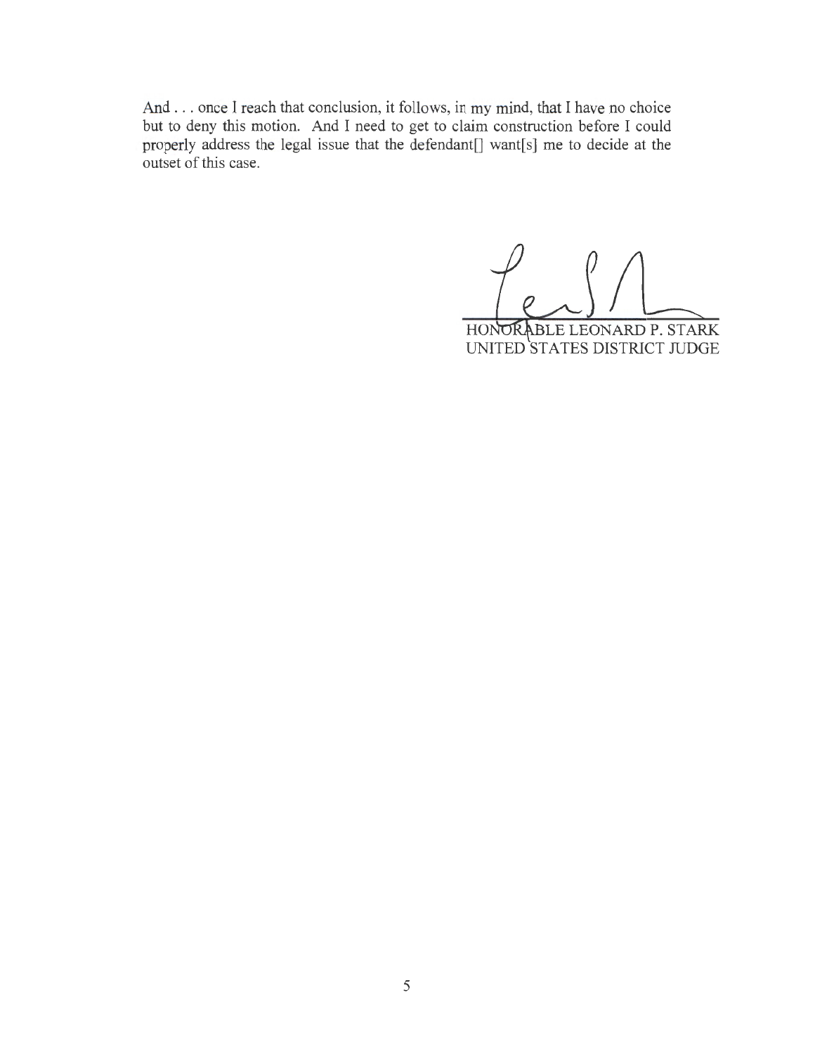And . . . once I reach that conclusion, it follows, in my mind, that I have no choice but to deny this motion. And I need to get to claim construction before I could properly address the legal issue that the defendant[] want[s] me to decide at the outset of this case.

HONORABLE LEONARD P. STARK
UNITED STATES DISTRICT JUDGE